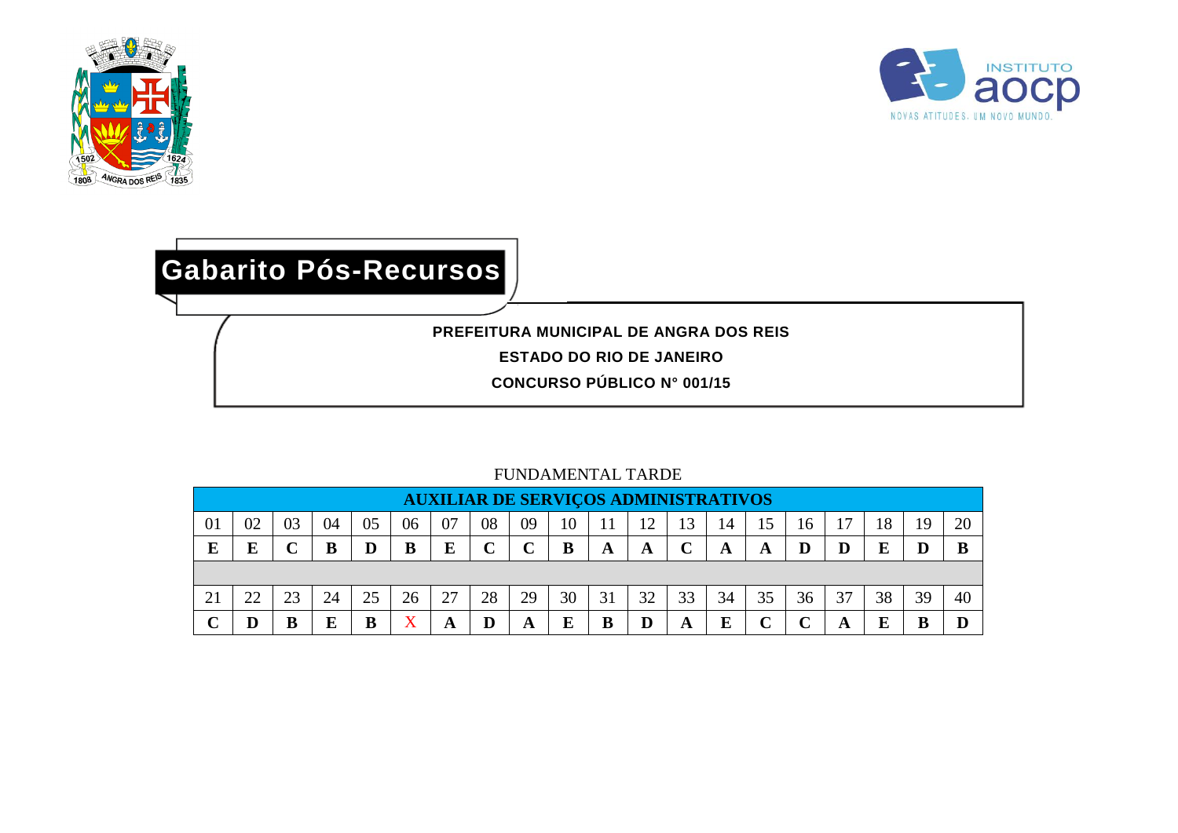# Gabarito Pós-Recursos

**PREFEITURA MUNICIPAL DE ANGRA DOS REIS**

**ESTADO DO RIO DE JANEIRO**

**CONCURSO PÚBLICO N° 001/15**

FUNDAMENTAL TARDE

| AUXILIAR DE SERVIÇOS ADMINISTRATIVOS | | | | | | | | | | | | | | | | | | | |
|---|---|---|---|---|---|---|---|---|---|---|---|---|---|---|---|---|---|---|---|
| 01 | 02 | 03 | 04 | 05 | 06 | 07 | 08 | 09 | 10 | 11 | 12 | 13 | 14 | 15 | 16 | 17 | 18 | 19 | 20 |
| **E** | **E** | **C** | **B** | **D** | **B** | **E** | **C** | **C** | **B** | **A** | **A** | **C** | **A** | **A** | **D** | **D** | **E** | **D** | **B** |
| 21 | 22 | 23 | 24 | 25 | 26 | 27 | 28 | 29 | 30 | 31 | 32 | 33 | 34 | 35 | 36 | 37 | 38 | 39 | 40 |
| **C** | **D** | **B** | **E** | **B** | X | **A** | **D** | **A** | **E** | **B** | **D** | **A** | **E** | **C** | **C** | **A** | **E** | **B** | **D** |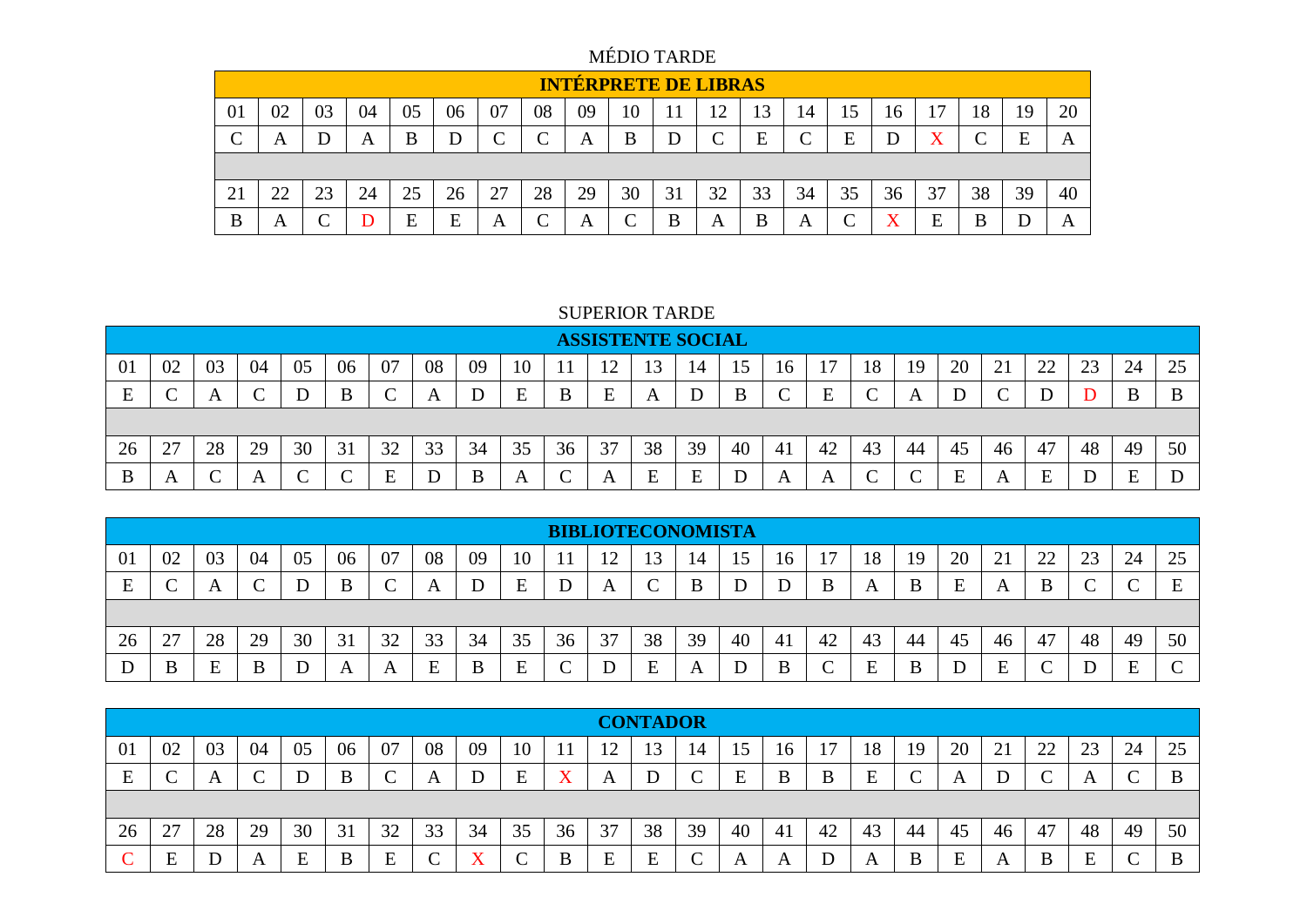MÉDIO TARDE

| INTÉRPRETE DE LIBRAS | | | | | | | | | | | | | | | | | | | |
|---|---|---|---|---|---|---|---|---|---|---|---|---|---|---|---|---|---|---|---|
| 01 | 02 | 03 | 04 | 05 | 06 | 07 | 08 | 09 | 10 | 11 | 12 | 13 | 14 | 15 | 16 | 17 | 18 | 19 | 20 |
| C | A | D | A | B | D | C | C | A | B | D | C | E | C | E | D | X | C | E | A |
| 21 | 22 | 23 | 24 | 25 | 26 | 27 | 28 | 29 | 30 | 31 | 32 | 33 | 34 | 35 | 36 | 37 | 38 | 39 | 40 |
| B | A | C | D | E | E | A | C | A | C | B | A | B | A | C | X | E | B | D | A |

SUPERIOR TARDE

| ASSISTENTE SOCIAL | | | | | | | | | | | | | | | | | | | | | | | | |
|---|---|---|---|---|---|---|---|---|---|---|---|---|---|---|---|---|---|---|---|---|---|---|---|---|
| 01 | 02 | 03 | 04 | 05 | 06 | 07 | 08 | 09 | 10 | 11 | 12 | 13 | 14 | 15 | 16 | 17 | 18 | 19 | 20 | 21 | 22 | 23 | 24 | 25 |
| E | C | A | C | D | B | C | A | D | E | B | E | A | D | B | C | E | C | A | D | C | D | D | B | B |
| 26 | 27 | 28 | 29 | 30 | 31 | 32 | 33 | 34 | 35 | 36 | 37 | 38 | 39 | 40 | 41 | 42 | 43 | 44 | 45 | 46 | 47 | 48 | 49 | 50 |
| B | A | C | A | C | C | E | D | B | A | C | A | E | E | D | A | A | C | C | E | A | E | D | E | D |

| BIBLIOTECONOMISTA | | | | | | | | | | | | | | | | | | | | | | | | |
|---|---|---|---|---|---|---|---|---|---|---|---|---|---|---|---|---|---|---|---|---|---|---|---|---|
| 01 | 02 | 03 | 04 | 05 | 06 | 07 | 08 | 09 | 10 | 11 | 12 | 13 | 14 | 15 | 16 | 17 | 18 | 19 | 20 | 21 | 22 | 23 | 24 | 25 |
| E | C | A | C | D | B | C | A | D | E | D | A | C | B | D | D | B | A | B | E | A | B | C | C | E |
| 26 | 27 | 28 | 29 | 30 | 31 | 32 | 33 | 34 | 35 | 36 | 37 | 38 | 39 | 40 | 41 | 42 | 43 | 44 | 45 | 46 | 47 | 48 | 49 | 50 |
| D | B | E | B | D | A | A | E | B | E | C | D | E | A | D | B | C | E | B | D | E | C | D | E | C |

| CONTADOR | | | | | | | | | | | | | | | | | | | | | | | | |
|---|---|---|---|---|---|---|---|---|---|---|---|---|---|---|---|---|---|---|---|---|---|---|---|---|
| 01 | 02 | 03 | 04 | 05 | 06 | 07 | 08 | 09 | 10 | 11 | 12 | 13 | 14 | 15 | 16 | 17 | 18 | 19 | 20 | 21 | 22 | 23 | 24 | 25 |
| E | C | A | C | D | B | C | A | D | E | X | A | D | C | E | B | B | E | C | A | D | C | A | C | B |
| 26 | 27 | 28 | 29 | 30 | 31 | 32 | 33 | 34 | 35 | 36 | 37 | 38 | 39 | 40 | 41 | 42 | 43 | 44 | 45 | 46 | 47 | 48 | 49 | 50 |
| C | E | D | A | E | B | E | C | X | C | B | E | E | C | A | A | D | A | B | E | A | B | E | C | B |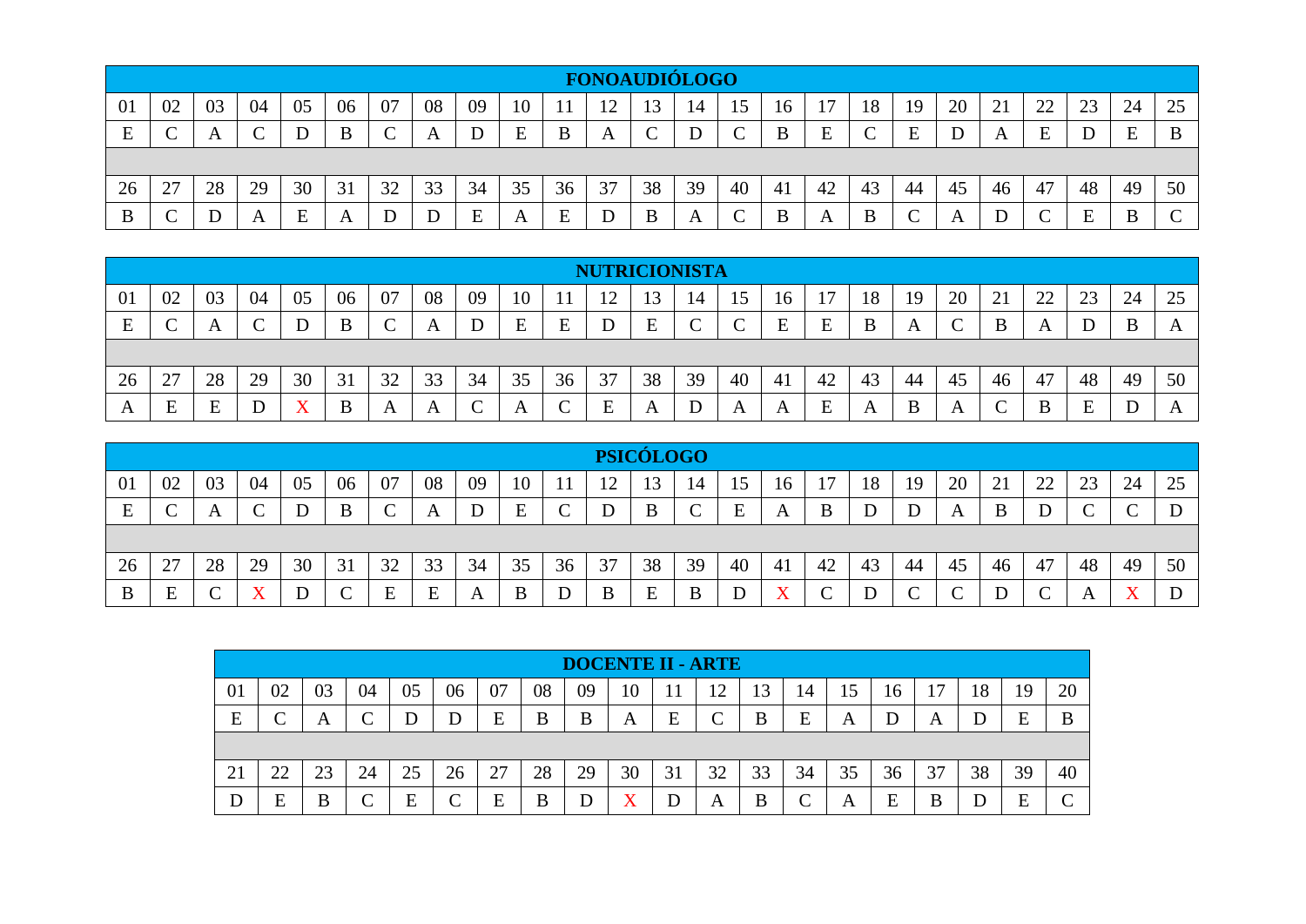| FONOAUDIÓLOGO | | | | | | | | | | | | | | | | | | | | | | | | |
|---|---|---|---|---|---|---|---|---|---|---|---|---|---|---|---|---|---|---|---|---|---|---|---|---|
| 01 | 02 | 03 | 04 | 05 | 06 | 07 | 08 | 09 | 10 | 11 | 12 | 13 | 14 | 15 | 16 | 17 | 18 | 19 | 20 | 21 | 22 | 23 | 24 | 25 |
| E | C | A | C | D | B | C | A | D | E | B | A | C | D | C | B | E | C | E | D | A | E | D | E | B |
| 26 | 27 | 28 | 29 | 30 | 31 | 32 | 33 | 34 | 35 | 36 | 37 | 38 | 39 | 40 | 41 | 42 | 43 | 44 | 45 | 46 | 47 | 48 | 49 | 50 |
| B | C | D | A | E | A | D | D | E | A | E | D | B | A | C | B | A | B | C | A | D | C | E | B | C |

| NUTRICIONISTA | | | | | | | | | | | | | | | | | | | | | | | | |
|---|---|---|---|---|---|---|---|---|---|---|---|---|---|---|---|---|---|---|---|---|---|---|---|---|
| 01 | 02 | 03 | 04 | 05 | 06 | 07 | 08 | 09 | 10 | 11 | 12 | 13 | 14 | 15 | 16 | 17 | 18 | 19 | 20 | 21 | 22 | 23 | 24 | 25 |
| E | C | A | C | D | B | C | A | D | E | E | D | E | C | C | E | E | B | A | C | B | A | D | B | A |
| 26 | 27 | 28 | 29 | 30 | 31 | 32 | 33 | 34 | 35 | 36 | 37 | 38 | 39 | 40 | 41 | 42 | 43 | 44 | 45 | 46 | 47 | 48 | 49 | 50 |
| A | E | E | D | X | B | A | A | C | A | C | E | A | D | A | A | E | A | B | A | C | B | E | D | A |

| PSICÓLOGO | | | | | | | | | | | | | | | | | | | | | | | | |
|---|---|---|---|---|---|---|---|---|---|---|---|---|---|---|---|---|---|---|---|---|---|---|---|---|
| 01 | 02 | 03 | 04 | 05 | 06 | 07 | 08 | 09 | 10 | 11 | 12 | 13 | 14 | 15 | 16 | 17 | 18 | 19 | 20 | 21 | 22 | 23 | 24 | 25 |
| E | C | A | C | D | B | C | A | D | E | C | D | B | C | E | A | B | D | D | A | B | D | C | C | D |
| 26 | 27 | 28 | 29 | 30 | 31 | 32 | 33 | 34 | 35 | 36 | 37 | 38 | 39 | 40 | 41 | 42 | 43 | 44 | 45 | 46 | 47 | 48 | 49 | 50 |
| B | E | C | X | D | C | E | E | A | B | D | B | E | B | D | X | C | D | C | C | D | C | A | X | D |

| DOCENTE II - ARTE | | | | | | | | | | | | | | | | | | | |
|---|---|---|---|---|---|---|---|---|---|---|---|---|---|---|---|---|---|---|---|
| 01 | 02 | 03 | 04 | 05 | 06 | 07 | 08 | 09 | 10 | 11 | 12 | 13 | 14 | 15 | 16 | 17 | 18 | 19 | 20 |
| E | C | A | C | D | D | E | B | B | A | E | C | B | E | A | D | A | D | E | B |
| 21 | 22 | 23 | 24 | 25 | 26 | 27 | 28 | 29 | 30 | 31 | 32 | 33 | 34 | 35 | 36 | 37 | 38 | 39 | 40 |
| D | E | B | C | E | C | E | B | D | X | D | A | B | C | A | E | B | D | E | C |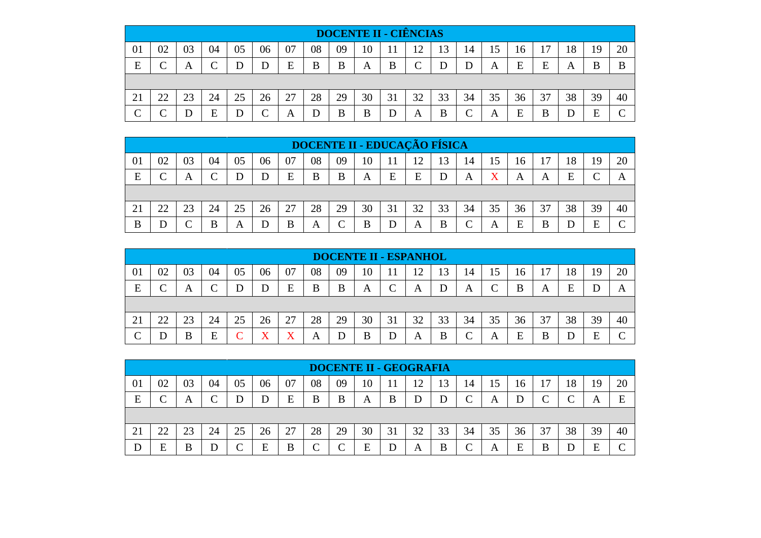| DOCENTE II - CIÊNCIAS | | | | | | | | | | | | | | | | | | | |
|---|---|---|---|---|---|---|---|---|---|---|---|---|---|---|---|---|---|---|---|
| 01 | 02 | 03 | 04 | 05 | 06 | 07 | 08 | 09 | 10 | 11 | 12 | 13 | 14 | 15 | 16 | 17 | 18 | 19 | 20 |
| E | C | A | C | D | D | E | B | B | A | B | C | D | D | A | E | E | A | B | B |
| 21 | 22 | 23 | 24 | 25 | 26 | 27 | 28 | 29 | 30 | 31 | 32 | 33 | 34 | 35 | 36 | 37 | 38 | 39 | 40 |
| C | C | D | E | D | C | A | D | B | B | D | A | B | C | A | E | B | D | E | C |

| DOCENTE II - EDUCAÇÃO FÍSICA | | | | | | | | | | | | | | | | | | | |
|---|---|---|---|---|---|---|---|---|---|---|---|---|---|---|---|---|---|---|---|
| 01 | 02 | 03 | 04 | 05 | 06 | 07 | 08 | 09 | 10 | 11 | 12 | 13 | 14 | 15 | 16 | 17 | 18 | 19 | 20 |
| E | C | A | C | D | D | E | B | B | A | E | E | D | A | X | A | A | E | C | A |
| 21 | 22 | 23 | 24 | 25 | 26 | 27 | 28 | 29 | 30 | 31 | 32 | 33 | 34 | 35 | 36 | 37 | 38 | 39 | 40 |
| B | D | C | B | A | D | B | A | C | B | D | A | B | C | A | E | B | D | E | C |

| DOCENTE II - ESPANHOL | | | | | | | | | | | | | | | | | | | |
|---|---|---|---|---|---|---|---|---|---|---|---|---|---|---|---|---|---|---|---|
| 01 | 02 | 03 | 04 | 05 | 06 | 07 | 08 | 09 | 10 | 11 | 12 | 13 | 14 | 15 | 16 | 17 | 18 | 19 | 20 |
| E | C | A | C | D | D | E | B | B | A | C | A | D | A | C | B | A | E | D | A |
| 21 | 22 | 23 | 24 | 25 | 26 | 27 | 28 | 29 | 30 | 31 | 32 | 33 | 34 | 35 | 36 | 37 | 38 | 39 | 40 |
| C | D | B | E | C | X | X | A | D | B | D | A | B | C | A | E | B | D | E | C |

| DOCENTE II - GEOGRAFIA | | | | | | | | | | | | | | | | | | | |
|---|---|---|---|---|---|---|---|---|---|---|---|---|---|---|---|---|---|---|---|
| 01 | 02 | 03 | 04 | 05 | 06 | 07 | 08 | 09 | 10 | 11 | 12 | 13 | 14 | 15 | 16 | 17 | 18 | 19 | 20 |
| E | C | A | C | D | D | E | B | B | A | B | D | D | C | A | D | C | C | A | E |
| 21 | 22 | 23 | 24 | 25 | 26 | 27 | 28 | 29 | 30 | 31 | 32 | 33 | 34 | 35 | 36 | 37 | 38 | 39 | 40 |
| D | E | B | D | C | E | B | C | C | E | D | A | B | C | A | E | B | D | E | C |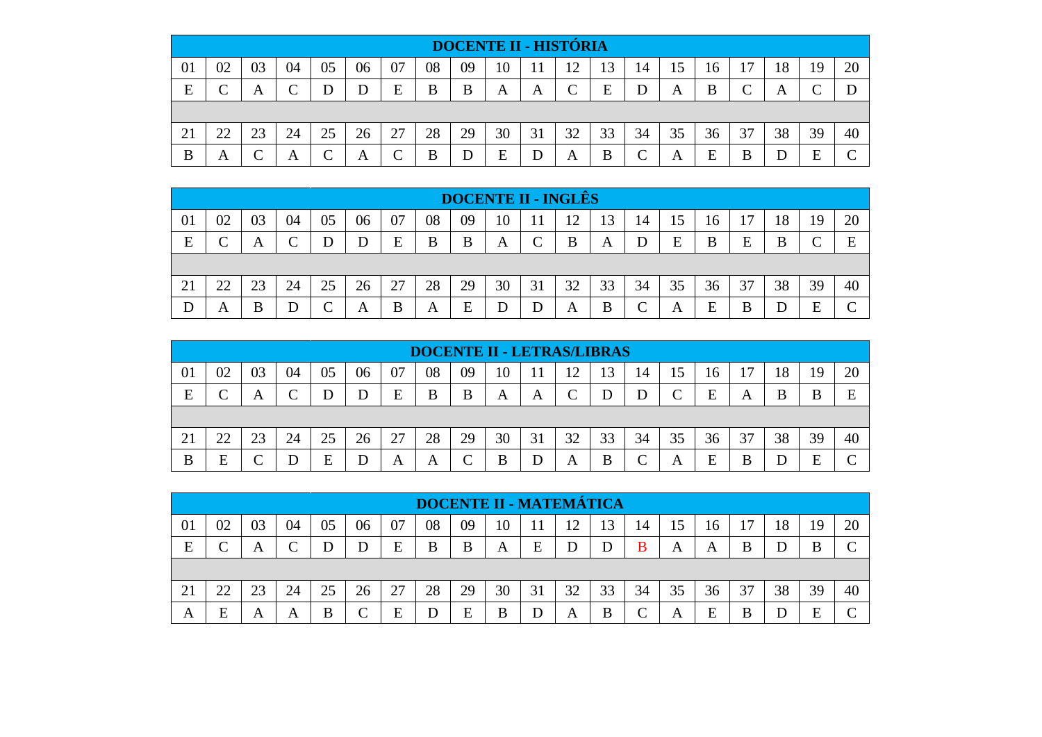## DOCENTE II - HISTÓRIA

| 01 | 02 | 03 | 04 | 05 | 06 | 07 | 08 | 09 | 10 | 11 | 12 | 13 | 14 | 15 | 16 | 17 | 18 | 19 | 20 |
|---|---|---|---|---|---|---|---|---|---|---|---|---|---|---|---|---|---|---|---|
| E | C | A | C | D | D | E | B | B | A | A | C | E | D | A | B | C | A | C | D |

| 21 | 22 | 23 | 24 | 25 | 26 | 27 | 28 | 29 | 30 | 31 | 32 | 33 | 34 | 35 | 36 | 37 | 38 | 39 | 40 |
|---|---|---|---|---|---|---|---|---|---|---|---|---|---|---|---|---|---|---|---|
| B | A | C | A | C | A | C | B | D | E | D | A | B | C | A | E | B | D | E | C |

## DOCENTE II - INGLÊS

| 01 | 02 | 03 | 04 | 05 | 06 | 07 | 08 | 09 | 10 | 11 | 12 | 13 | 14 | 15 | 16 | 17 | 18 | 19 | 20 |
|---|---|---|---|---|---|---|---|---|---|---|---|---|---|---|---|---|---|---|---|
| E | C | A | C | D | D | E | B | B | A | C | B | A | D | E | B | E | B | C | E |

| 21 | 22 | 23 | 24 | 25 | 26 | 27 | 28 | 29 | 30 | 31 | 32 | 33 | 34 | 35 | 36 | 37 | 38 | 39 | 40 |
|---|---|---|---|---|---|---|---|---|---|---|---|---|---|---|---|---|---|---|---|
| D | A | B | D | C | A | B | A | E | D | D | A | B | C | A | E | B | D | E | C |

## DOCENTE II - LETRAS/LIBRAS

| 01 | 02 | 03 | 04 | 05 | 06 | 07 | 08 | 09 | 10 | 11 | 12 | 13 | 14 | 15 | 16 | 17 | 18 | 19 | 20 |
|---|---|---|---|---|---|---|---|---|---|---|---|---|---|---|---|---|---|---|---|
| E | C | A | C | D | D | E | B | B | A | A | C | D | D | C | E | A | B | B | E |

| 21 | 22 | 23 | 24 | 25 | 26 | 27 | 28 | 29 | 30 | 31 | 32 | 33 | 34 | 35 | 36 | 37 | 38 | 39 | 40 |
|---|---|---|---|---|---|---|---|---|---|---|---|---|---|---|---|---|---|---|---|
| B | E | C | D | E | D | A | A | C | B | D | A | B | C | A | E | B | D | E | C |

## DOCENTE II - MATEMÁTICA

| 01 | 02 | 03 | 04 | 05 | 06 | 07 | 08 | 09 | 10 | 11 | 12 | 13 | 14 | 15 | 16 | 17 | 18 | 19 | 20 |
|---|---|---|---|---|---|---|---|---|---|---|---|---|---|---|---|---|---|---|---|
| E | C | A | C | D | D | E | B | B | A | E | D | D | B | A | A | B | D | B | C |

| 21 | 22 | 23 | 24 | 25 | 26 | 27 | 28 | 29 | 30 | 31 | 32 | 33 | 34 | 35 | 36 | 37 | 38 | 39 | 40 |
|---|---|---|---|---|---|---|---|---|---|---|---|---|---|---|---|---|---|---|---|
| A | E | A | A | B | C | E | D | E | B | D | A | B | C | A | E | B | D | E | C |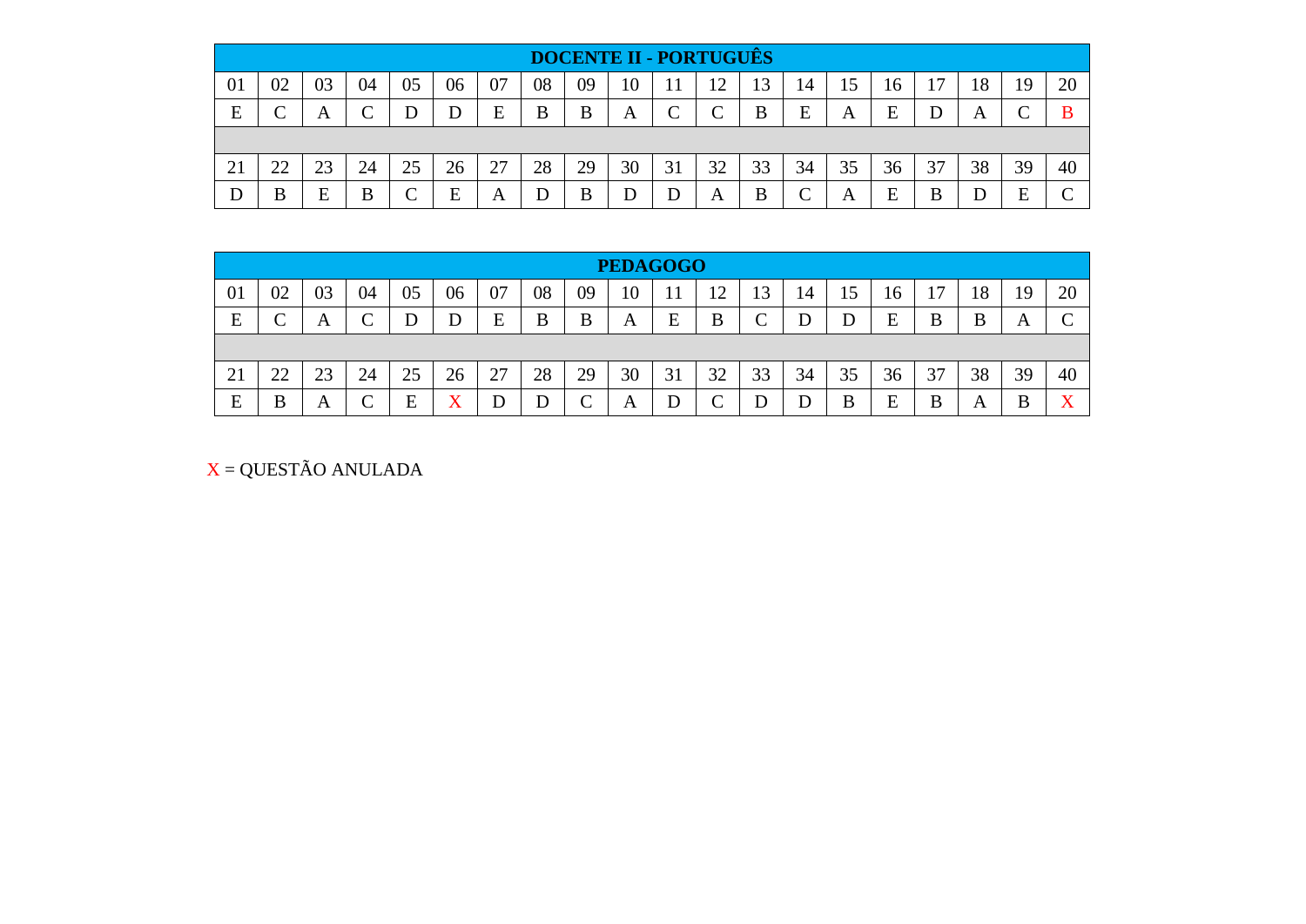| DOCENTE II - PORTUGUÊS | | | | | | | | | | | | | | | | | | | |
|---|---|---|---|---|---|---|---|---|---|---|---|---|---|---|---|---|---|---|---|
| 01 | 02 | 03 | 04 | 05 | 06 | 07 | 08 | 09 | 10 | 11 | 12 | 13 | 14 | 15 | 16 | 17 | 18 | 19 | 20 |
| E | C | A | C | D | D | E | B | B | A | C | C | B | E | A | E | D | A | C | B |
| 21 | 22 | 23 | 24 | 25 | 26 | 27 | 28 | 29 | 30 | 31 | 32 | 33 | 34 | 35 | 36 | 37 | 38 | 39 | 40 |
| D | B | E | B | C | E | A | D | B | D | D | A | B | C | A | E | B | D | E | C |

| PEDAGOGO | | | | | | | | | | | | | | | | | | | |
|---|---|---|---|---|---|---|---|---|---|---|---|---|---|---|---|---|---|---|---|
| 01 | 02 | 03 | 04 | 05 | 06 | 07 | 08 | 09 | 10 | 11 | 12 | 13 | 14 | 15 | 16 | 17 | 18 | 19 | 20 |
| E | C | A | C | D | D | E | B | B | A | E | B | C | D | D | E | B | B | A | C |
| 21 | 22 | 23 | 24 | 25 | 26 | 27 | 28 | 29 | 30 | 31 | 32 | 33 | 34 | 35 | 36 | 37 | 38 | 39 | 40 |
| E | B | A | C | E | X | D | D | C | A | D | C | D | D | B | E | B | A | B | X |

X = QUESTÃO ANULADA